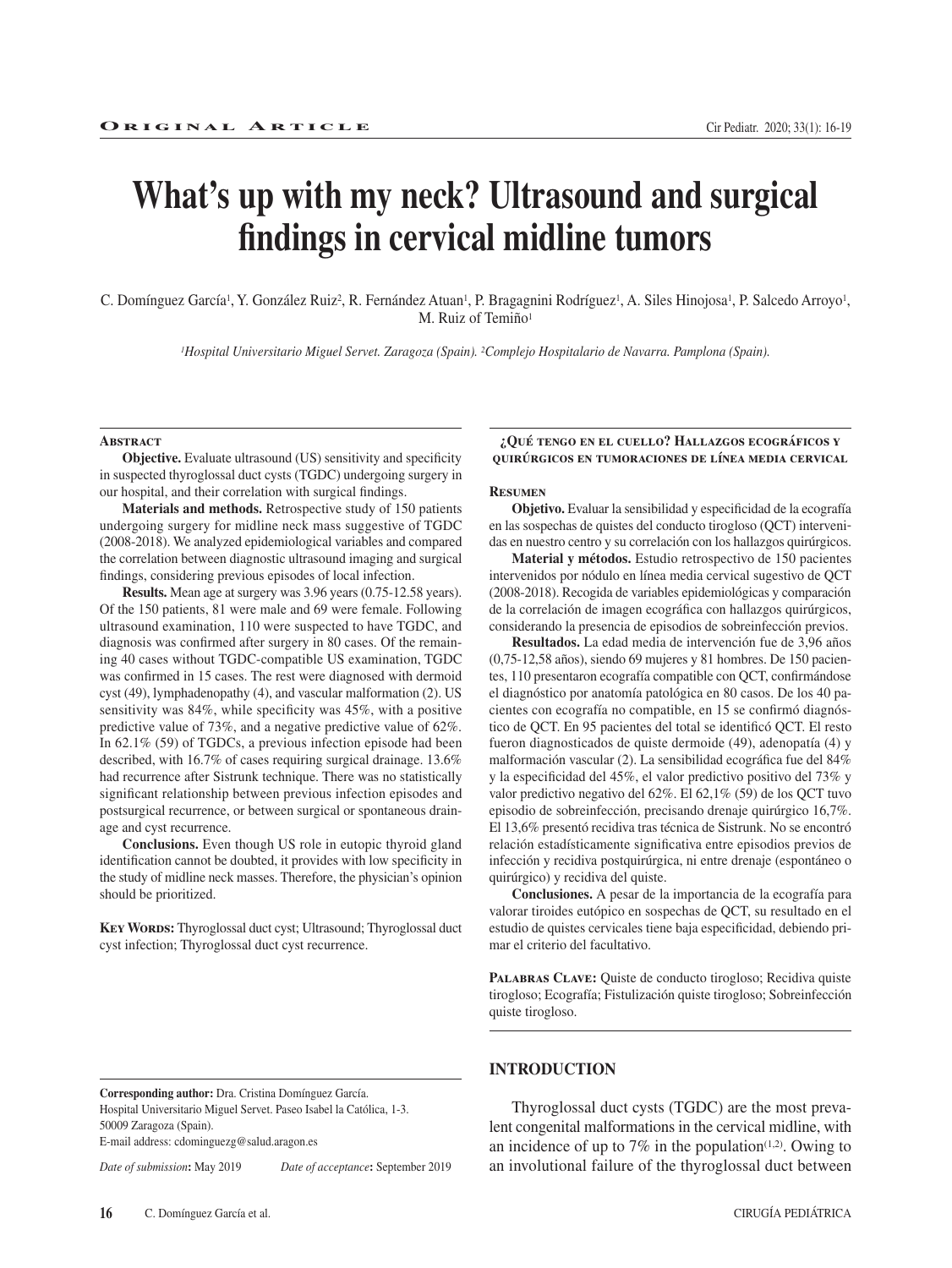Original Article

# What's up with my neck? Ultrasound and surgical findings in cervical midline tumors

C. Domínguez García[1], Y. González Ruiz[2], R. Fernández Atuan[1], P. Bragagnini Rodríguez[1], A. Siles Hinojosa[1], P. Salcedo Arroyo[1], M. Ruiz of Temiño[1]

[1]*Hospital Universitario Miguel Servet. Zaragoza (Spain).* [2]*Complejo Hospitalario de Navarra. Pamplona (Spain).*

## Abstract

**Objective.** Evaluate ultrasound (US) sensitivity and specificity in suspected thyroglossal duct cysts (TGDC) undergoing surgery in our hospital, and their correlation with surgical findings.

**Materials and methods.** Retrospective study of 150 patients undergoing surgery for midline neck mass suggestive of TGDC (2008-2018). We analyzed epidemiological variables and compared the correlation between diagnostic ultrasound imaging and surgical findings, considering previous episodes of local infection.

**Results.** Mean age at surgery was 3.96 years (0.75-12.58 years). Of the 150 patients, 81 were male and 69 were female. Following ultrasound examination, 110 were suspected to have TGDC, and diagnosis was confirmed after surgery in 80 cases. Of the remaining 40 cases without TGDC-compatible US examination, TGDC was confirmed in 15 cases. The rest were diagnosed with dermoid cyst (49), lymphadenopathy (4), and vascular malformation (2). US sensitivity was 84%, while specificity was 45%, with a positive predictive value of 73%, and a negative predictive value of 62%. In 62.1% (59) of TGDCs, a previous infection episode had been described, with 16.7% of cases requiring surgical drainage. 13.6% had recurrence after Sistrunk technique. There was no statistically significant relationship between previous infection episodes and postsurgical recurrence, or between surgical or spontaneous drainage and cyst recurrence.

**Conclusions.** Even though US role in eutopic thyroid gland identification cannot be doubted, it provides with low specificity in the study of midline neck masses. Therefore, the physician's opinion should be prioritized.

**Key Words:** Thyroglossal duct cyst; Ultrasound; Thyroglossal duct cyst infection; Thyroglossal duct cyst recurrence.

## ¿Qué tengo en el cuello? Hallazgos ecográficos y quirúrgicos en tumoraciones de línea media cervical

## Resumen

**Objetivo.** Evaluar la sensibilidad y especificidad de la ecografía en las sospechas de quistes del conducto tirogloso (QCT) intervenidas en nuestro centro y su correlación con los hallazgos quirúrgicos.

**Material y métodos.** Estudio retrospectivo de 150 pacientes intervenidos por nódulo en línea media cervical sugestivo de QCT (2008-2018). Recogida de variables epidemiológicas y comparación de la correlación de imagen ecográfica con hallazgos quirúrgicos, considerando la presencia de episodios de sobreinfección previos.

**Resultados.** La edad media de intervención fue de 3,96 años (0,75-12,58 años), siendo 69 mujeres y 81 hombres. De 150 pacientes, 110 presentaron ecografía compatible con QCT, confirmándose el diagnóstico por anatomía patológica en 80 casos. De los 40 pacientes con ecografía no compatible, en 15 se confirmó diagnóstico de QCT. En 95 pacientes del total se identificó QCT. El resto fueron diagnosticados de quiste dermoide (49), adenopatía (4) y malformación vascular (2). La sensibilidad ecográfica fue del 84% y la especificidad del 45%, el valor predictivo positivo del 73% y valor predictivo negativo del 62%. El 62,1% (59) de los QCT tuvo episodio de sobreinfección, precisando drenaje quirúrgico 16,7%. El 13,6% presentó recidiva tras técnica de Sistrunk. No se encontró relación estadísticamente significativa entre episodios previos de infección y recidiva postquirúrgica, ni entre drenaje (espontáneo o quirúrgico) y recidiva del quiste.

**Conclusiones.** A pesar de la importancia de la ecografía para valorar tiroides eutópico en sospechas de QCT, su resultado en el estudio de quistes cervicales tiene baja especificidad, debiendo primar el criterio del facultativo.

**Palabras Clave:** Quiste de conducto tirogloso; Recidiva quiste tirogloso; Ecografía; Fistulización quiste tirogloso; Sobreinfección quiste tirogloso.

**Corresponding author:** Dra. Cristina Domínguez García.
Hospital Universitario Miguel Servet. Paseo Isabel la Católica, 1-3.
50009 Zaragoza (Spain).
E-mail address: cdominguezg@salud.aragon.es

*Date of submission*: May 2019 *Date of acceptance*: September 2019

## INTRODUCTION

Thyroglossal duct cysts (TGDC) are the most prevalent congenital malformations in the cervical midline, with an incidence of up to 7% in the population[1,2]. Owing to an involutional failure of the thyroglossal duct between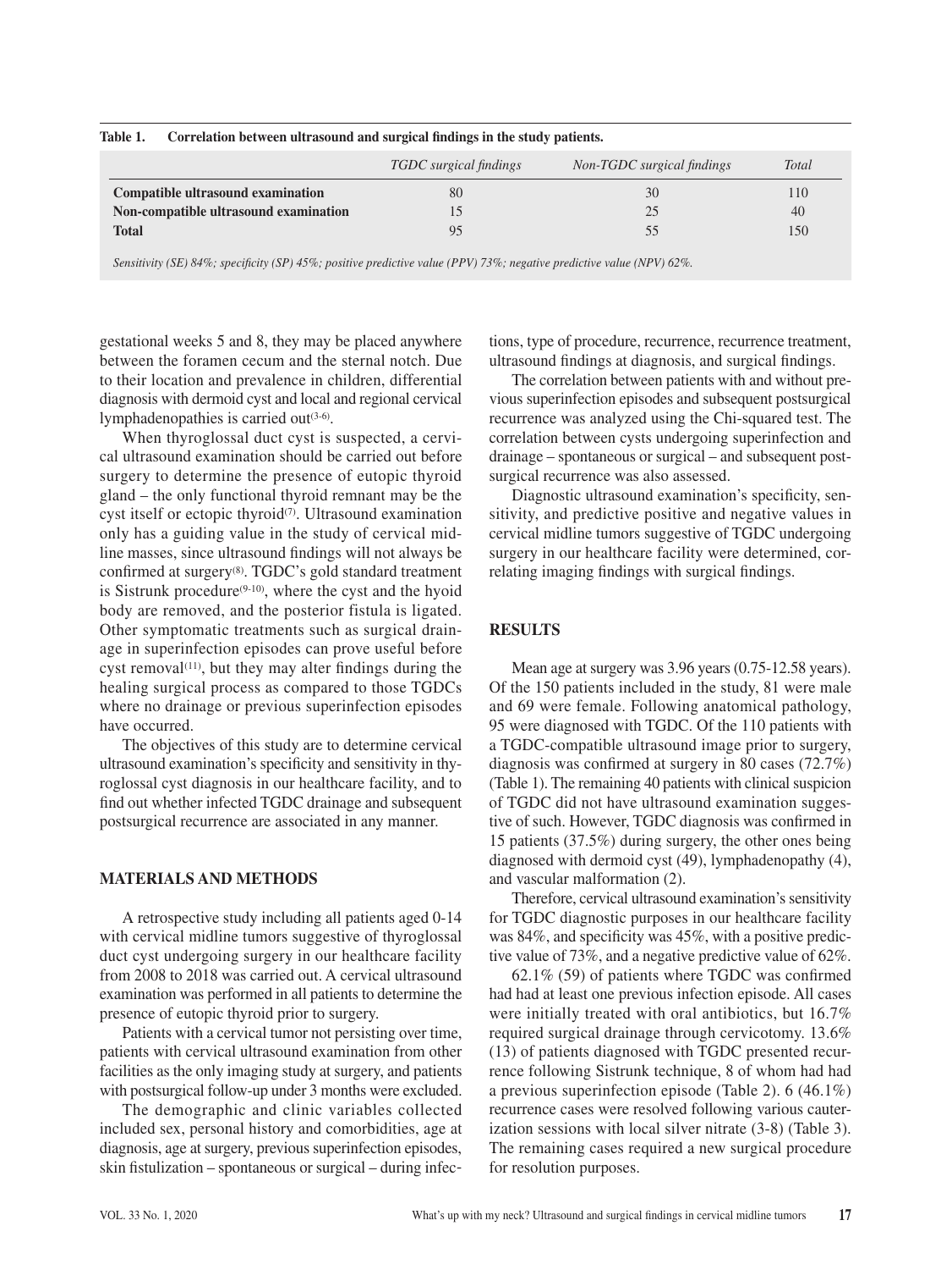**Table 1. Correlation between ultrasound and surgical findings in the study patients.**

| | *TGDC surgical findings* | *Non-TGDC surgical findings* | *Total* |
|---|---|---|---|
| **Compatible ultrasound examination** | 80 | 30 | 110 |
| **Non-compatible ultrasound examination** | 15 | 25 | 40 |
| **Total** | 95 | 55 | 150 |

*Sensitivity (SE) 84%; specificity (SP) 45%; positive predictive value (PPV) 73%; negative predictive value (NPV) 62%.*

gestational weeks 5 and 8, they may be placed anywhere between the foramen cecum and the sternal notch. Due to their location and prevalence in children, differential diagnosis with dermoid cyst and local and regional cervical lymphadenopathies is carried out[3-6].

When thyroglossal duct cyst is suspected, a cervical ultrasound examination should be carried out before surgery to determine the presence of eutopic thyroid gland – the only functional thyroid remnant may be the cyst itself or ectopic thyroid[7]. Ultrasound examination only has a guiding value in the study of cervical midline masses, since ultrasound findings will not always be confirmed at surgery[8]. TGDC's gold standard treatment is Sistrunk procedure[9-10], where the cyst and the hyoid body are removed, and the posterior fistula is ligated. Other symptomatic treatments such as surgical drainage in superinfection episodes can prove useful before cyst removal[11], but they may alter findings during the healing surgical process as compared to those TGDCs where no drainage or previous superinfection episodes have occurred.

The objectives of this study are to determine cervical ultrasound examination's specificity and sensitivity in thyroglossal cyst diagnosis in our healthcare facility, and to find out whether infected TGDC drainage and subsequent postsurgical recurrence are associated in any manner.

## MATERIALS AND METHODS

A retrospective study including all patients aged 0-14 with cervical midline tumors suggestive of thyroglossal duct cyst undergoing surgery in our healthcare facility from 2008 to 2018 was carried out. A cervical ultrasound examination was performed in all patients to determine the presence of eutopic thyroid prior to surgery.

Patients with a cervical tumor not persisting over time, patients with cervical ultrasound examination from other facilities as the only imaging study at surgery, and patients with postsurgical follow-up under 3 months were excluded.

The demographic and clinic variables collected included sex, personal history and comorbidities, age at diagnosis, age at surgery, previous superinfection episodes, skin fistulization – spontaneous or surgical – during infections, type of procedure, recurrence, recurrence treatment, ultrasound findings at diagnosis, and surgical findings.

The correlation between patients with and without previous superinfection episodes and subsequent postsurgical recurrence was analyzed using the Chi-squared test. The correlation between cysts undergoing superinfection and drainage – spontaneous or surgical – and subsequent postsurgical recurrence was also assessed.

Diagnostic ultrasound examination's specificity, sensitivity, and predictive positive and negative values in cervical midline tumors suggestive of TGDC undergoing surgery in our healthcare facility were determined, correlating imaging findings with surgical findings.

## RESULTS

Mean age at surgery was 3.96 years (0.75-12.58 years). Of the 150 patients included in the study, 81 were male and 69 were female. Following anatomical pathology, 95 were diagnosed with TGDC. Of the 110 patients with a TGDC-compatible ultrasound image prior to surgery, diagnosis was confirmed at surgery in 80 cases (72.7%) (Table 1). The remaining 40 patients with clinical suspicion of TGDC did not have ultrasound examination suggestive of such. However, TGDC diagnosis was confirmed in 15 patients (37.5%) during surgery, the other ones being diagnosed with dermoid cyst (49), lymphadenopathy (4), and vascular malformation (2).

Therefore, cervical ultrasound examination's sensitivity for TGDC diagnostic purposes in our healthcare facility was 84%, and specificity was 45%, with a positive predictive value of 73%, and a negative predictive value of 62%.

62.1% (59) of patients where TGDC was confirmed had had at least one previous infection episode. All cases were initially treated with oral antibiotics, but 16.7% required surgical drainage through cervicotomy. 13.6% (13) of patients diagnosed with TGDC presented recurrence following Sistrunk technique, 8 of whom had had a previous superinfection episode (Table 2). 6 (46.1%) recurrence cases were resolved following various cauterization sessions with local silver nitrate (3-8) (Table 3). The remaining cases required a new surgical procedure for resolution purposes.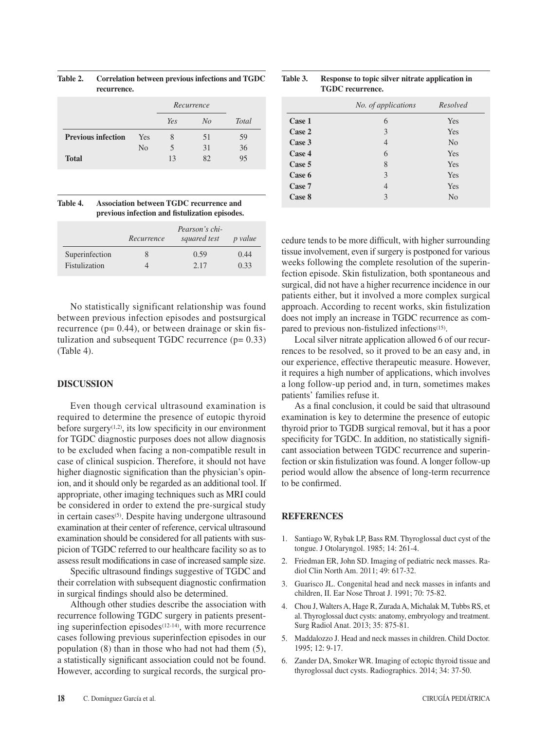**Table 2. Correlation between previous infections and TGDC recurrence.**

| | | Recurrence | | |
|---|---|---|---|---|
| | | *Yes* | *No* | *Total* |
| **Previous infection** | Yes | 8 | 51 | 59 |
| | No | 5 | 31 | 36 |
| **Total** | | 13 | 82 | 95 |

**Table 3. Response to topic silver nitrate application in TGDC recurrence.**

| | *No. of applications* | *Resolved* |
|---|---|---|
| **Case 1** | 6 | Yes |
| **Case 2** | 3 | Yes |
| **Case 3** | 4 | No |
| **Case 4** | 6 | Yes |
| **Case 5** | 8 | Yes |
| **Case 6** | 3 | Yes |
| **Case 7** | 4 | Yes |
| **Case 8** | 3 | No |

**Table 4. Association between TGDC recurrence and previous infection and fistulization episodes.**

| | *Recurrence* | *Pearson's chi-squared test* | *p value* |
|---|---|---|---|
| Superinfection | 8 | 0.59 | 0.44 |
| Fistulization | 4 | 2.17 | 0.33 |

No statistically significant relationship was found between previous infection episodes and postsurgical recurrence (p= 0.44), or between drainage or skin fistulization and subsequent TGDC recurrence (p= 0.33) (Table 4).

## DISCUSSION

Even though cervical ultrasound examination is required to determine the presence of eutopic thyroid before surgery[1,2], its low specificity in our environment for TGDC diagnostic purposes does not allow diagnosis to be excluded when facing a non-compatible result in case of clinical suspicion. Therefore, it should not have higher diagnostic signification than the physician's opinion, and it should only be regarded as an additional tool. If appropriate, other imaging techniques such as MRI could be considered in order to extend the pre-surgical study in certain cases[5]. Despite having undergone ultrasound examination at their center of reference, cervical ultrasound examination should be considered for all patients with suspicion of TGDC referred to our healthcare facility so as to assess result modifications in case of increased sample size.

Specific ultrasound findings suggestive of TGDC and their correlation with subsequent diagnostic confirmation in surgical findings should also be determined.

Although other studies describe the association with recurrence following TGDC surgery in patients presenting superinfection episodes[12-14], with more recurrence cases following previous superinfection episodes in our population (8) than in those who had not had them (5), a statistically significant association could not be found. However, according to surgical records, the surgical procedure tends to be more difficult, with higher surrounding tissue involvement, even if surgery is postponed for various weeks following the complete resolution of the superinfection episode. Skin fistulization, both spontaneous and surgical, did not have a higher recurrence incidence in our patients either, but it involved a more complex surgical approach. According to recent works, skin fistulization does not imply an increase in TGDC recurrence as compared to previous non-fistulized infections[15].

Local silver nitrate application allowed 6 of our recurrences to be resolved, so it proved to be an easy and, in our experience, effective therapeutic measure. However, it requires a high number of applications, which involves a long follow-up period and, in turn, sometimes makes patients' families refuse it.

As a final conclusion, it could be said that ultrasound examination is key to determine the presence of eutopic thyroid prior to TGDB surgical removal, but it has a poor specificity for TGDC. In addition, no statistically significant association between TGDC recurrence and superinfection or skin fistulization was found. A longer follow-up period would allow the absence of long-term recurrence to be confirmed.

## REFERENCES

1. Santiago W, Rybak LP, Bass RM. Thyroglossal duct cyst of the tongue. J Otolaryngol. 1985; 14: 261-4.
2. Friedman ER, John SD. Imaging of pediatric neck masses. Radiol Clin North Am. 2011; 49: 617-32.
3. Guarisco JL. Congenital head and neck masses in infants and children, II. Ear Nose Throat J. 1991; 70: 75-82.
4. Chou J, Walters A, Hage R, Zurada A, Michalak M, Tubbs RS, et al. Thyroglossal duct cysts: anatomy, embryology and treatment. Surg Radiol Anat. 2013; 35: 875-81.
5. Maddalozzo J. Head and neck masses in children. Child Doctor. 1995; 12: 9-17.
6. Zander DA, Smoker WR. Imaging of ectopic thyroid tissue and thyroglossal duct cysts. Radiographics. 2014; 34: 37-50.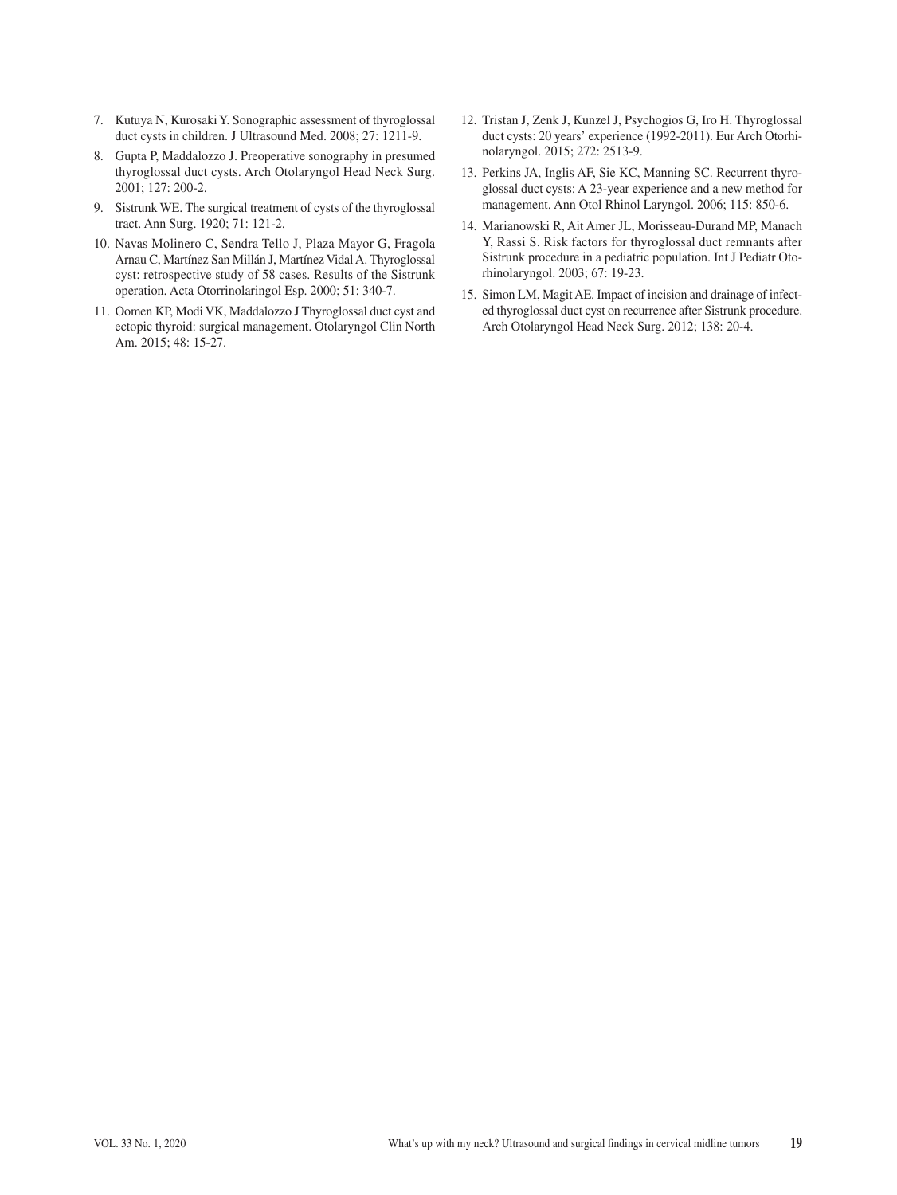7. Kutuya N, Kurosaki Y. Sonographic assessment of thyroglossal duct cysts in children. J Ultrasound Med. 2008; 27: 1211-9.
8. Gupta P, Maddalozzo J. Preoperative sonography in presumed thyroglossal duct cysts. Arch Otolaryngol Head Neck Surg. 2001; 127: 200-2.
9. Sistrunk WE. The surgical treatment of cysts of the thyroglossal tract. Ann Surg. 1920; 71: 121-2.
10. Navas Molinero C, Sendra Tello J, Plaza Mayor G, Fragola Arnau C, Martínez San Millán J, Martínez Vidal A. Thyroglossal cyst: retrospective study of 58 cases. Results of the Sistrunk operation. Acta Otorrinolaringol Esp. 2000; 51: 340-7.
11. Oomen KP, Modi VK, Maddalozzo J Thyroglossal duct cyst and ectopic thyroid: surgical management. Otolaryngol Clin North Am. 2015; 48: 15-27.
12. Tristan J, Zenk J, Kunzel J, Psychogios G, Iro H. Thyroglossal duct cysts: 20 years' experience (1992-2011). Eur Arch Otorhinolaryngol. 2015; 272: 2513-9.
13. Perkins JA, Inglis AF, Sie KC, Manning SC. Recurrent thyroglossal duct cysts: A 23-year experience and a new method for management. Ann Otol Rhinol Laryngol. 2006; 115: 850-6.
14. Marianowski R, Ait Amer JL, Morisseau-Durand MP, Manach Y, Rassi S. Risk factors for thyroglossal duct remnants after Sistrunk procedure in a pediatric population. Int J Pediatr Otorhinolaryngol. 2003; 67: 19-23.
15. Simon LM, Magit AE. Impact of incision and drainage of infected thyroglossal duct cyst on recurrence after Sistrunk procedure. Arch Otolaryngol Head Neck Surg. 2012; 138: 20-4.